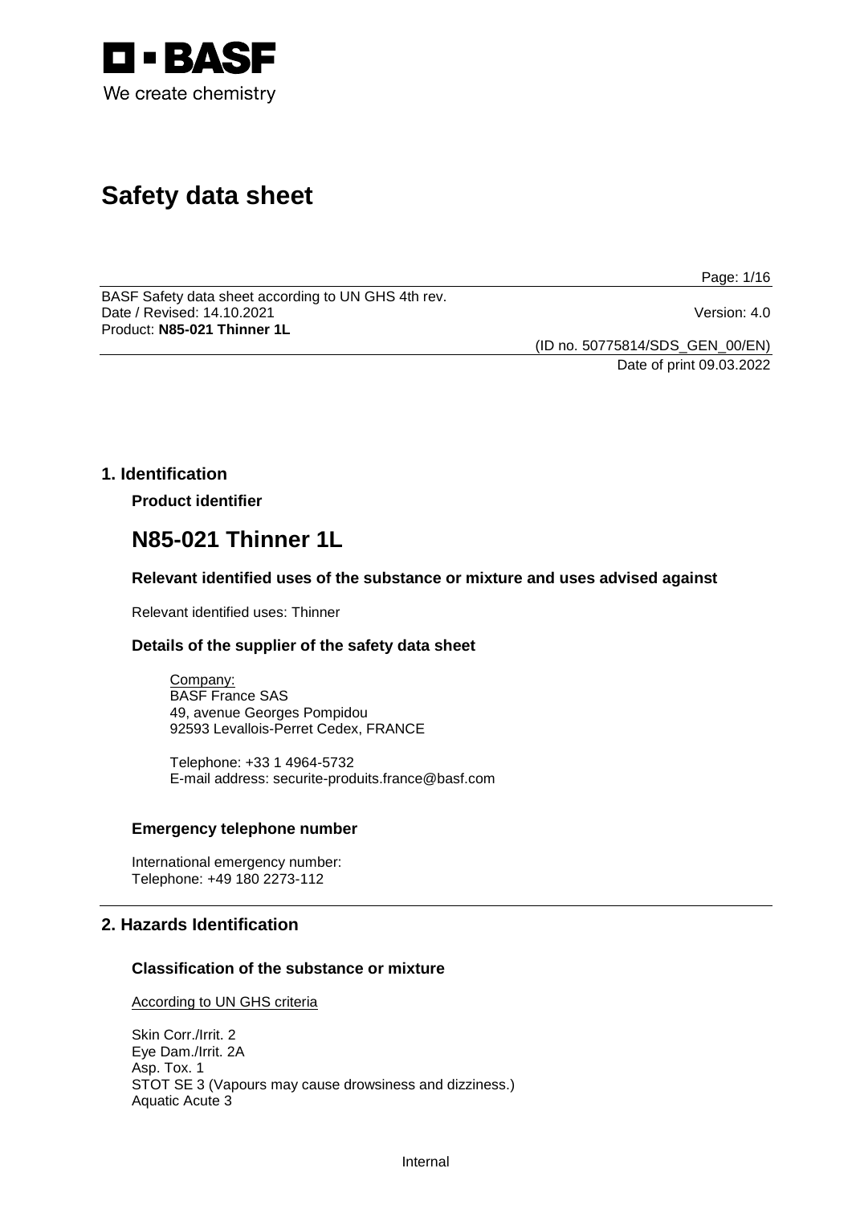BASF
We create chemistry

# Safety data sheet

BASF Safety data sheet according to UN GHS 4th rev.
Date / Revised: 14.10.2021 Version: 4.0
Product: **N85-021 Thinner 1L**

(ID no. 50775814/SDS_GEN_00/EN)
Date of print 09.03.2022

## 1. Identification

### Product identifier

# N85-021 Thinner 1L

### Relevant identified uses of the substance or mixture and uses advised against

Relevant identified uses: Thinner

### Details of the supplier of the safety data sheet

Company:
BASF France SAS
49, avenue Georges Pompidou
92593 Levallois-Perret Cedex, FRANCE

Telephone: +33 1 4964-5732
E-mail address: securite-produits.france@basf.com

### Emergency telephone number

International emergency number:
Telephone: +49 180 2273-112

## 2. Hazards Identification

### Classification of the substance or mixture

According to UN GHS criteria

Skin Corr./Irrit. 2
Eye Dam./Irrit. 2A
Asp. Tox. 1
STOT SE 3 (Vapours may cause drowsiness and dizziness.)
Aquatic Acute 3

Internal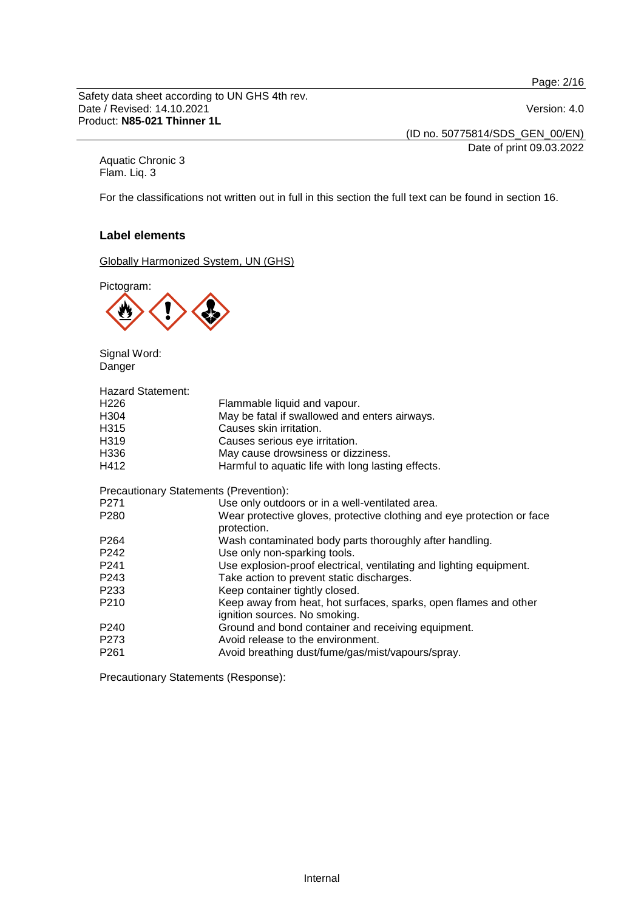Aquatic Chronic 3
Flam. Liq. 3

For the classifications not written out in full in this section the full text can be found in section 16.

## Label elements

Globally Harmonized System, UN (GHS)

Pictogram:

Signal Word:
Danger

Hazard Statement:

| | |
|---|---|
| H226 | Flammable liquid and vapour. |
| H304 | May be fatal if swallowed and enters airways. |
| H315 | Causes skin irritation. |
| H319 | Causes serious eye irritation. |
| H336 | May cause drowsiness or dizziness. |
| H412 | Harmful to aquatic life with long lasting effects. |

Precautionary Statements (Prevention):

| | |
|---|---|
| P271 | Use only outdoors or in a well-ventilated area. |
| P280 | Wear protective gloves, protective clothing and eye protection or face protection. |
| P264 | Wash contaminated body parts thoroughly after handling. |
| P242 | Use only non-sparking tools. |
| P241 | Use explosion-proof electrical, ventilating and lighting equipment. |
| P243 | Take action to prevent static discharges. |
| P233 | Keep container tightly closed. |
| P210 | Keep away from heat, hot surfaces, sparks, open flames and other ignition sources. No smoking. |
| P240 | Ground and bond container and receiving equipment. |
| P273 | Avoid release to the environment. |
| P261 | Avoid breathing dust/fume/gas/mist/vapours/spray. |

Precautionary Statements (Response):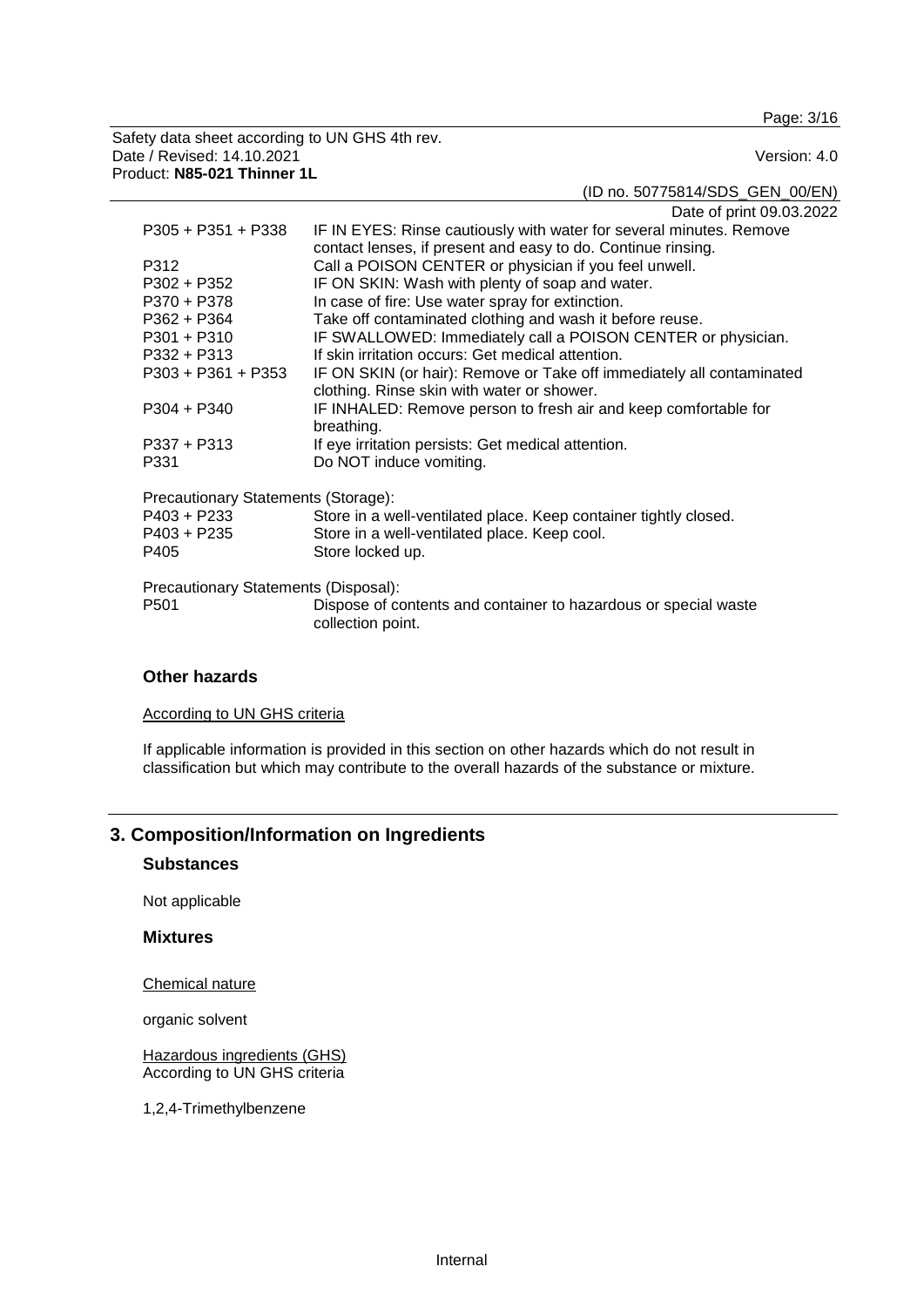| | |
|---|---|
| P305 + P351 + P338 | IF IN EYES: Rinse cautiously with water for several minutes. Remove contact lenses, if present and easy to do. Continue rinsing. |
| P312 | Call a POISON CENTER or physician if you feel unwell. |
| P302 + P352 | IF ON SKIN: Wash with plenty of soap and water. |
| P370 + P378 | In case of fire: Use water spray for extinction. |
| P362 + P364 | Take off contaminated clothing and wash it before reuse. |
| P301 + P310 | IF SWALLOWED: Immediately call a POISON CENTER or physician. |
| P332 + P313 | If skin irritation occurs: Get medical attention. |
| P303 + P361 + P353 | IF ON SKIN (or hair): Remove or Take off immediately all contaminated clothing. Rinse skin with water or shower. |
| P304 + P340 | IF INHALED: Remove person to fresh air and keep comfortable for breathing. |
| P337 + P313 | If eye irritation persists: Get medical attention. |
| P331 | Do NOT induce vomiting. |

Precautionary Statements (Storage):

| | |
|---|---|
| P403 + P233 | Store in a well-ventilated place. Keep container tightly closed. |
| P403 + P235 | Store in a well-ventilated place. Keep cool. |
| P405 | Store locked up. |

Precautionary Statements (Disposal):

| | |
|---|---|
| P501 | Dispose of contents and container to hazardous or special waste collection point. |

### Other hazards

According to UN GHS criteria

If applicable information is provided in this section on other hazards which do not result in classification but which may contribute to the overall hazards of the substance or mixture.

## 3. Composition/Information on Ingredients

### Substances

Not applicable

### Mixtures

Chemical nature

organic solvent

Hazardous ingredients (GHS)
According to UN GHS criteria

1,2,4-Trimethylbenzene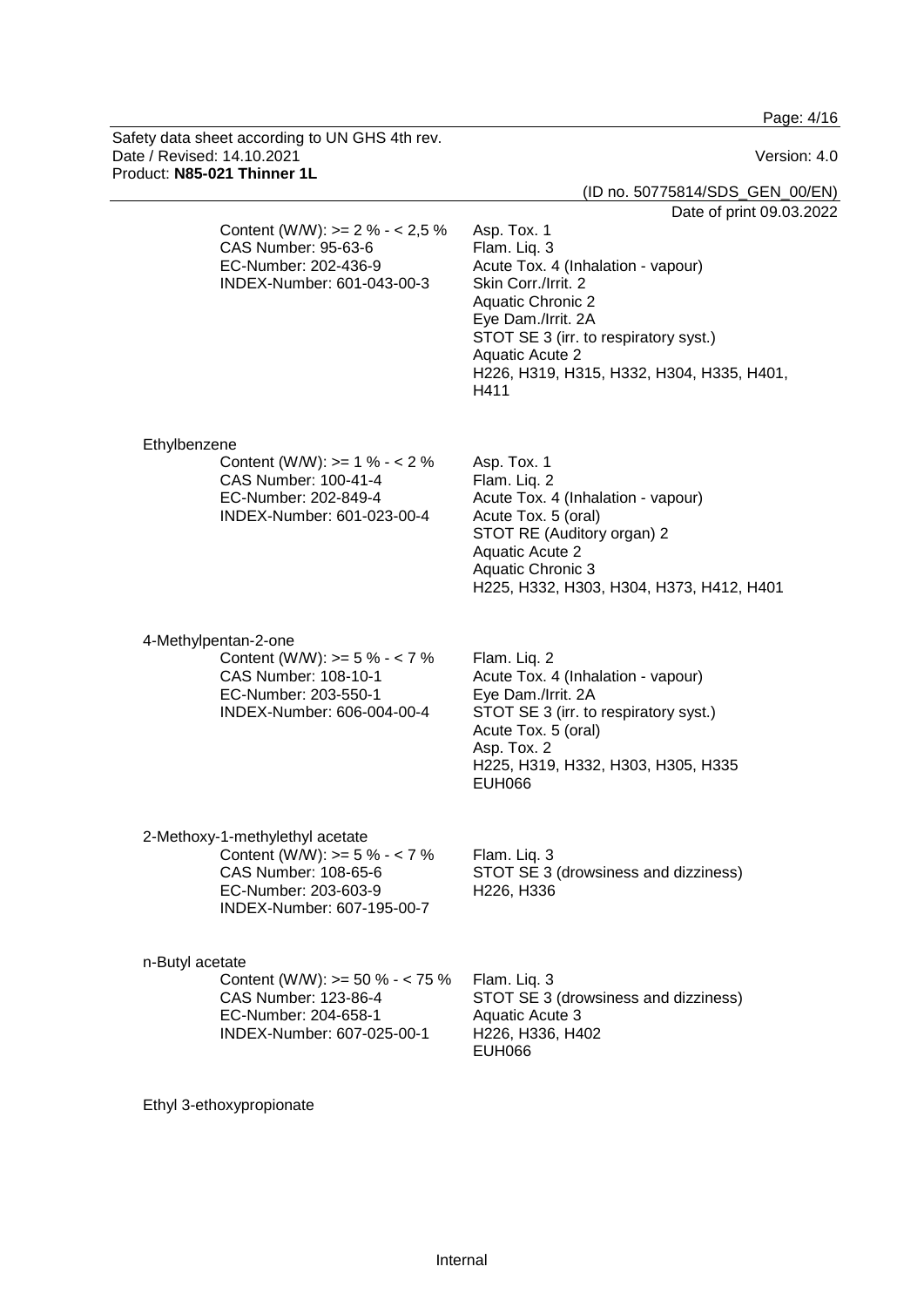Content (W/W): >= 2 % - < 2,5 %
CAS Number: 95-63-6
EC-Number: 202-436-9
INDEX-Number: 601-043-00-3

Asp. Tox. 1
Flam. Liq. 3
Acute Tox. 4 (Inhalation - vapour)
Skin Corr./Irrit. 2
Aquatic Chronic 2
Eye Dam./Irrit. 2A
STOT SE 3 (irr. to respiratory syst.)
Aquatic Acute 2
H226, H319, H315, H332, H304, H335, H401, H411

Ethylbenzene

Content (W/W): >= 1 % - < 2 %
CAS Number: 100-41-4
EC-Number: 202-849-4
INDEX-Number: 601-023-00-4

Asp. Tox. 1
Flam. Liq. 2
Acute Tox. 4 (Inhalation - vapour)
Acute Tox. 5 (oral)
STOT RE (Auditory organ) 2
Aquatic Acute 2
Aquatic Chronic 3
H225, H332, H303, H304, H373, H412, H401

4-Methylpentan-2-one

Content (W/W): >= 5 % - < 7 %
CAS Number: 108-10-1
EC-Number: 203-550-1
INDEX-Number: 606-004-00-4

Flam. Liq. 2
Acute Tox. 4 (Inhalation - vapour)
Eye Dam./Irrit. 2A
STOT SE 3 (irr. to respiratory syst.)
Acute Tox. 5 (oral)
Asp. Tox. 2
H225, H319, H332, H303, H305, H335
EUH066

2-Methoxy-1-methylethyl acetate

Content (W/W): >= 5 % - < 7 %
CAS Number: 108-65-6
EC-Number: 203-603-9
INDEX-Number: 607-195-00-7

Flam. Liq. 3
STOT SE 3 (drowsiness and dizziness)
H226, H336

n-Butyl acetate

Content (W/W): >= 50 % - < 75 %
CAS Number: 123-86-4
EC-Number: 204-658-1
INDEX-Number: 607-025-00-1

Flam. Liq. 3
STOT SE 3 (drowsiness and dizziness)
Aquatic Acute 3
H226, H336, H402
EUH066

Ethyl 3-ethoxypropionate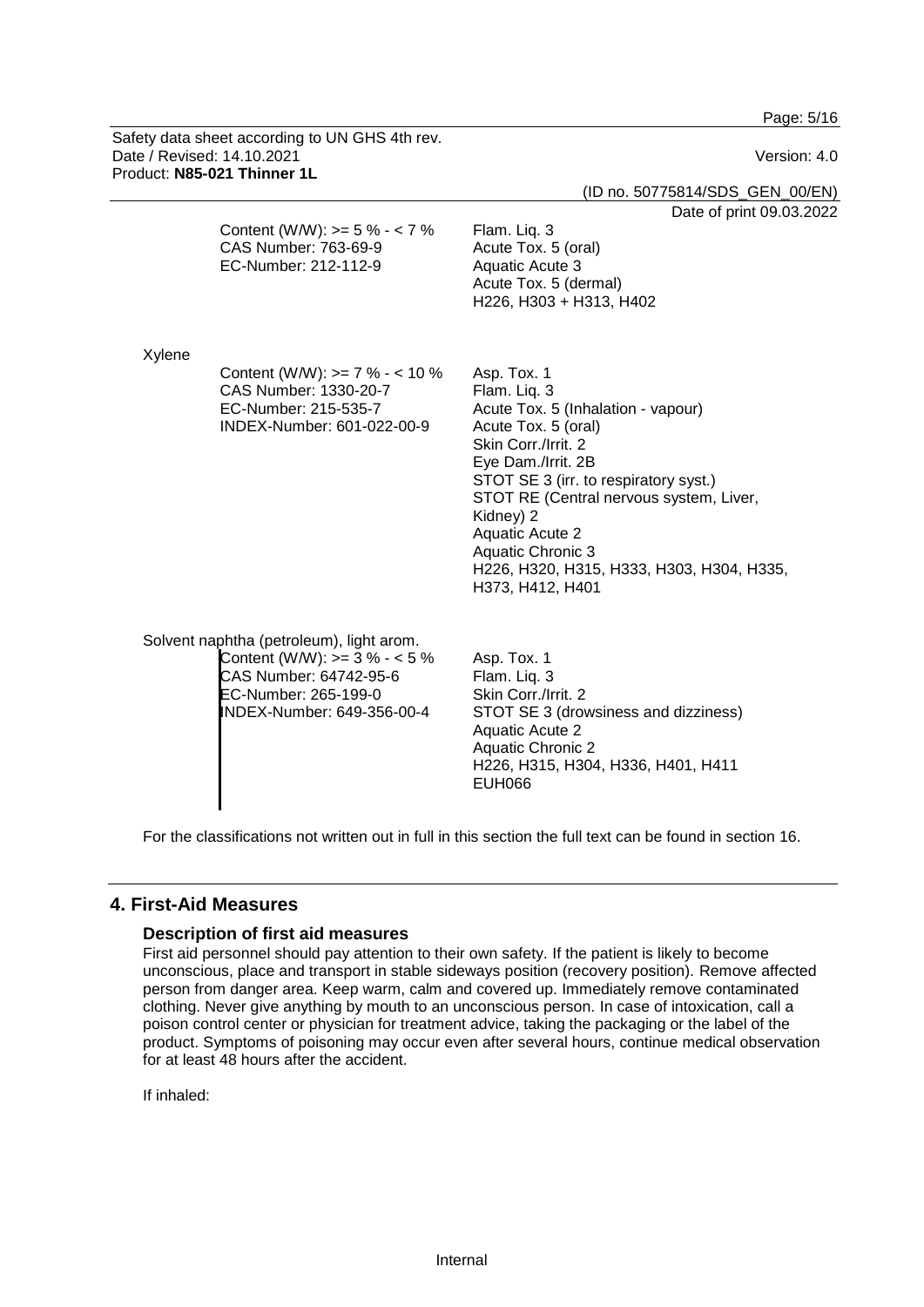| | |
|---|---|
| Content (W/W): >= 5 % - < 7 %<br>CAS Number: 763-69-9<br>EC-Number: 212-112-9 | Flam. Liq. 3<br>Acute Tox. 5 (oral)<br>Aquatic Acute 3<br>Acute Tox. 5 (dermal)<br>H226, H303 + H313, H402 |

Xylene

| | |
|---|---|
| Content (W/W): >= 7 % - < 10 %<br>CAS Number: 1330-20-7<br>EC-Number: 215-535-7<br>INDEX-Number: 601-022-00-9 | Asp. Tox. 1<br>Flam. Liq. 3<br>Acute Tox. 5 (Inhalation - vapour)<br>Acute Tox. 5 (oral)<br>Skin Corr./Irrit. 2<br>Eye Dam./Irrit. 2B<br>STOT SE 3 (irr. to respiratory syst.)<br>STOT RE (Central nervous system, Liver, Kidney) 2<br>Aquatic Acute 2<br>Aquatic Chronic 3<br>H226, H320, H315, H333, H303, H304, H335, H373, H412, H401 |

Solvent naphtha (petroleum), light arom.

| | |
|---|---|
| Content (W/W): >= 3 % - < 5 %<br>CAS Number: 64742-95-6<br>EC-Number: 265-199-0<br>INDEX-Number: 649-356-00-4 | Asp. Tox. 1<br>Flam. Liq. 3<br>Skin Corr./Irrit. 2<br>STOT SE 3 (drowsiness and dizziness)<br>Aquatic Acute 2<br>Aquatic Chronic 2<br>H226, H315, H304, H336, H401, H411<br>EUH066 |

For the classifications not written out in full in this section the full text can be found in section 16.

## 4. First-Aid Measures

### Description of first aid measures

First aid personnel should pay attention to their own safety. If the patient is likely to become unconscious, place and transport in stable sideways position (recovery position). Remove affected person from danger area. Keep warm, calm and covered up. Immediately remove contaminated clothing. Never give anything by mouth to an unconscious person. In case of intoxication, call a poison control center or physician for treatment advice, taking the packaging or the label of the product. Symptoms of poisoning may occur even after several hours, continue medical observation for at least 48 hours after the accident.

If inhaled: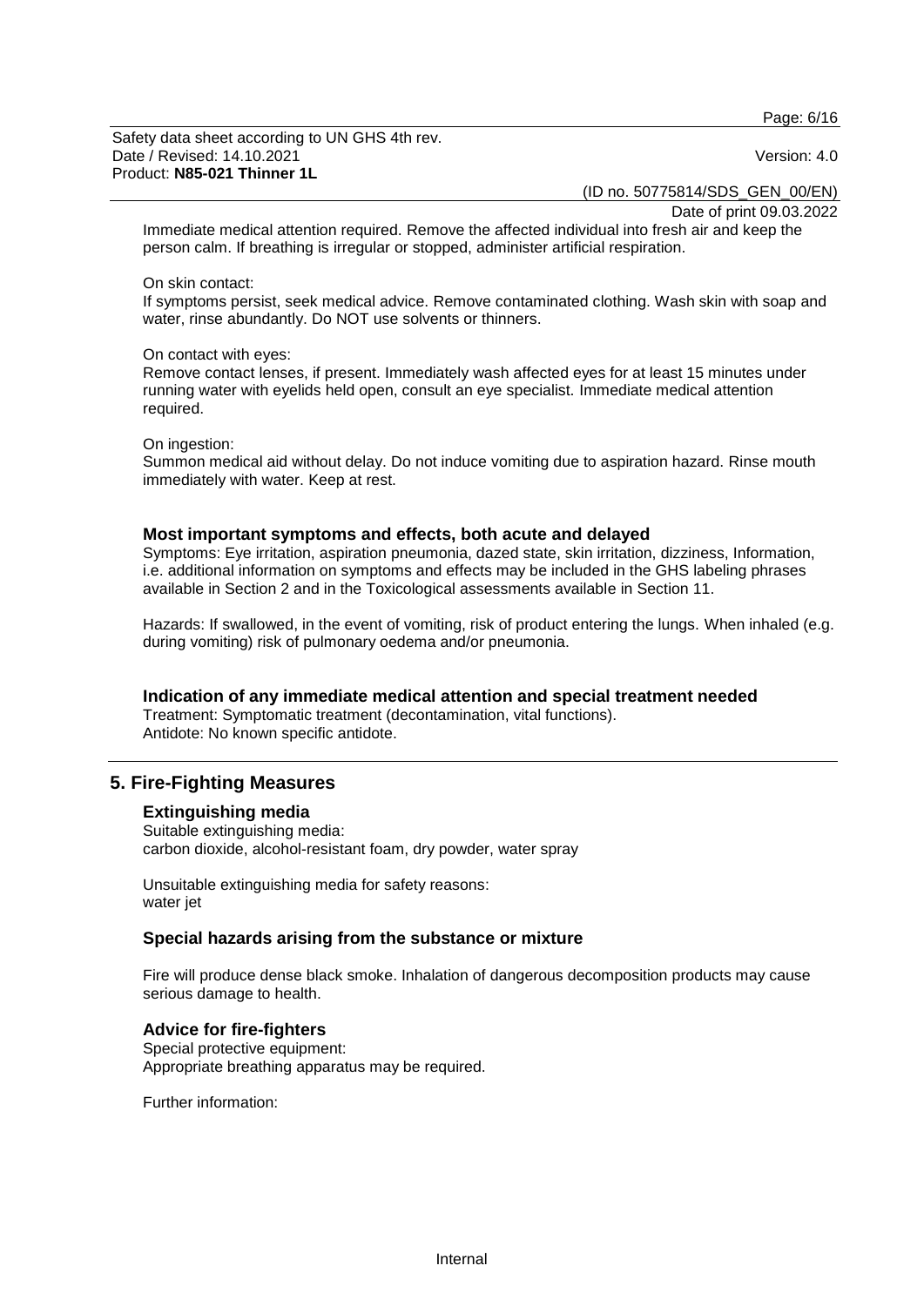Immediate medical attention required. Remove the affected individual into fresh air and keep the person calm. If breathing is irregular or stopped, administer artificial respiration.

On skin contact:
If symptoms persist, seek medical advice. Remove contaminated clothing. Wash skin with soap and water, rinse abundantly. Do NOT use solvents or thinners.

On contact with eyes:
Remove contact lenses, if present. Immediately wash affected eyes for at least 15 minutes under running water with eyelids held open, consult an eye specialist. Immediate medical attention required.

On ingestion:
Summon medical aid without delay. Do not induce vomiting due to aspiration hazard. Rinse mouth immediately with water. Keep at rest.

### Most important symptoms and effects, both acute and delayed

Symptoms: Eye irritation, aspiration pneumonia, dazed state, skin irritation, dizziness, Information, i.e. additional information on symptoms and effects may be included in the GHS labeling phrases available in Section 2 and in the Toxicological assessments available in Section 11.

Hazards: If swallowed, in the event of vomiting, risk of product entering the lungs. When inhaled (e.g. during vomiting) risk of pulmonary oedema and/or pneumonia.

### Indication of any immediate medical attention and special treatment needed

Treatment: Symptomatic treatment (decontamination, vital functions).
Antidote: No known specific antidote.

## 5. Fire-Fighting Measures

### Extinguishing media

Suitable extinguishing media:
carbon dioxide, alcohol-resistant foam, dry powder, water spray

Unsuitable extinguishing media for safety reasons:
water jet

### Special hazards arising from the substance or mixture

Fire will produce dense black smoke. Inhalation of dangerous decomposition products may cause serious damage to health.

### Advice for fire-fighters

Special protective equipment:
Appropriate breathing apparatus may be required.

Further information: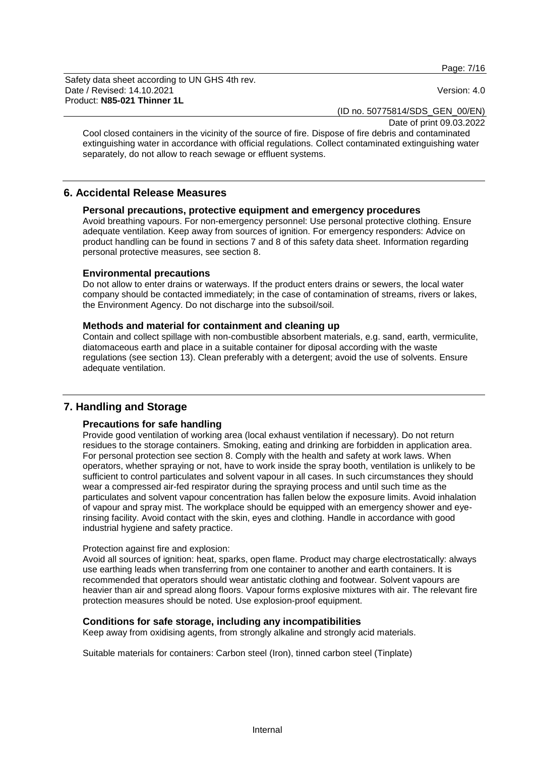Cool closed containers in the vicinity of the source of fire. Dispose of fire debris and contaminated extinguishing water in accordance with official regulations. Collect contaminated extinguishing water separately, do not allow to reach sewage or effluent systems.

## 6. Accidental Release Measures

### Personal precautions, protective equipment and emergency procedures

Avoid breathing vapours. For non-emergency personnel: Use personal protective clothing. Ensure adequate ventilation. Keep away from sources of ignition. For emergency responders: Advice on product handling can be found in sections 7 and 8 of this safety data sheet. Information regarding personal protective measures, see section 8.

### Environmental precautions

Do not allow to enter drains or waterways. If the product enters drains or sewers, the local water company should be contacted immediately; in the case of contamination of streams, rivers or lakes, the Environment Agency. Do not discharge into the subsoil/soil.

### Methods and material for containment and cleaning up

Contain and collect spillage with non-combustible absorbent materials, e.g. sand, earth, vermiculite, diatomaceous earth and place in a suitable container for diposal according with the waste regulations (see section 13). Clean preferably with a detergent; avoid the use of solvents. Ensure adequate ventilation.

## 7. Handling and Storage

### Precautions for safe handling

Provide good ventilation of working area (local exhaust ventilation if necessary). Do not return residues to the storage containers. Smoking, eating and drinking are forbidden in application area. For personal protection see section 8. Comply with the health and safety at work laws. When operators, whether spraying or not, have to work inside the spray booth, ventilation is unlikely to be sufficient to control particulates and solvent vapour in all cases. In such circumstances they should wear a compressed air-fed respirator during the spraying process and until such time as the particulates and solvent vapour concentration has fallen below the exposure limits. Avoid inhalation of vapour and spray mist. The workplace should be equipped with an emergency shower and eye-rinsing facility. Avoid contact with the skin, eyes and clothing. Handle in accordance with good industrial hygiene and safety practice.

Protection against fire and explosion:

Avoid all sources of ignition: heat, sparks, open flame. Product may charge electrostatically: always use earthing leads when transferring from one container to another and earth containers. It is recommended that operators should wear antistatic clothing and footwear. Solvent vapours are heavier than air and spread along floors. Vapour forms explosive mixtures with air. The relevant fire protection measures should be noted. Use explosion-proof equipment.

### Conditions for safe storage, including any incompatibilities

Keep away from oxidising agents, from strongly alkaline and strongly acid materials.

Suitable materials for containers: Carbon steel (Iron), tinned carbon steel (Tinplate)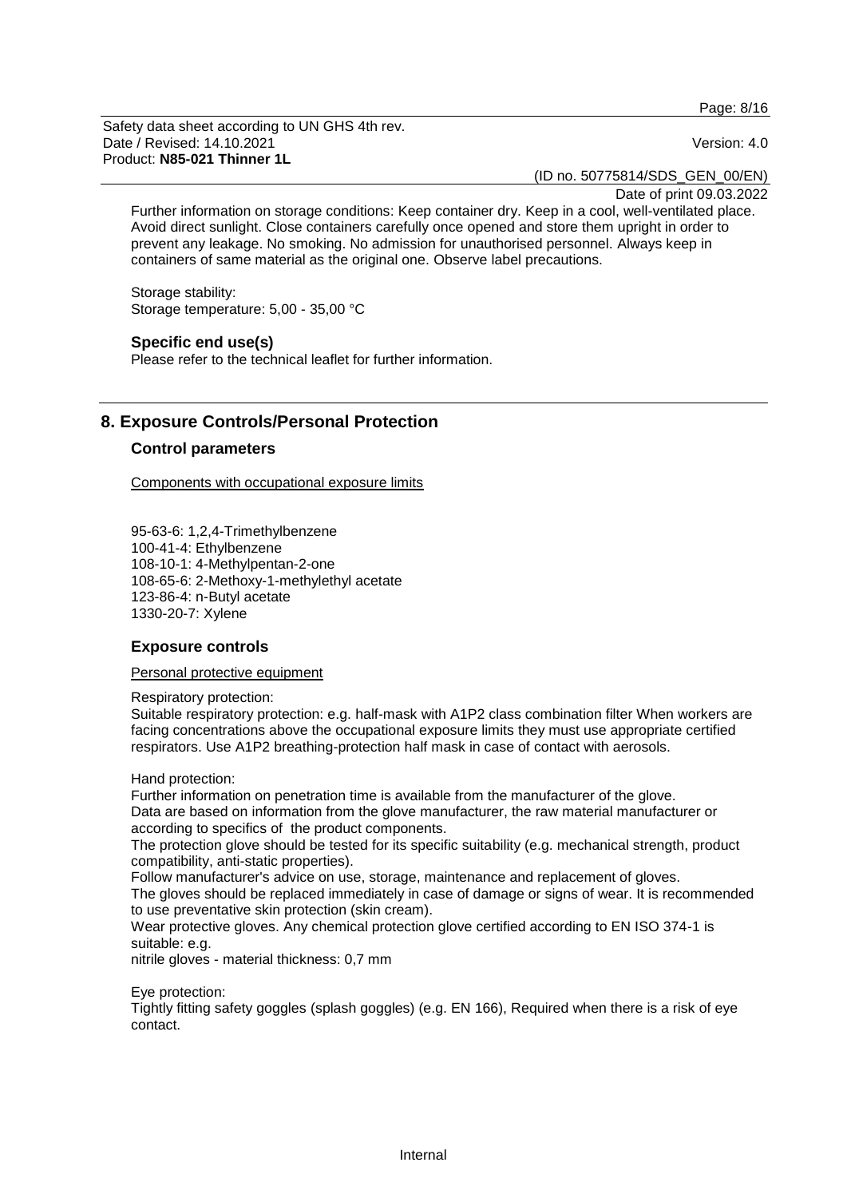Further information on storage conditions: Keep container dry. Keep in a cool, well-ventilated place. Avoid direct sunlight. Close containers carefully once opened and store them upright in order to prevent any leakage. No smoking. No admission for unauthorised personnel. Always keep in containers of same material as the original one. Observe label precautions.

Storage stability:
Storage temperature: 5,00 - 35,00 °C

### Specific end use(s)

Please refer to the technical leaflet for further information.

## 8. Exposure Controls/Personal Protection

### Control parameters

Components with occupational exposure limits

95-63-6: 1,2,4-Trimethylbenzene
100-41-4: Ethylbenzene
108-10-1: 4-Methylpentan-2-one
108-65-6: 2-Methoxy-1-methylethyl acetate
123-86-4: n-Butyl acetate
1330-20-7: Xylene

### Exposure controls

Personal protective equipment

Respiratory protection:
Suitable respiratory protection: e.g. half-mask with A1P2 class combination filter When workers are facing concentrations above the occupational exposure limits they must use appropriate certified respirators. Use A1P2 breathing-protection half mask in case of contact with aerosols.

Hand protection:
Further information on penetration time is available from the manufacturer of the glove.
Data are based on information from the glove manufacturer, the raw material manufacturer or according to specifics of the product components.
The protection glove should be tested for its specific suitability (e.g. mechanical strength, product compatibility, anti-static properties).
Follow manufacturer's advice on use, storage, maintenance and replacement of gloves.
The gloves should be replaced immediately in case of damage or signs of wear. It is recommended to use preventative skin protection (skin cream).
Wear protective gloves. Any chemical protection glove certified according to EN ISO 374-1 is suitable: e.g.
nitrile gloves - material thickness: 0,7 mm

Eye protection:
Tightly fitting safety goggles (splash goggles) (e.g. EN 166), Required when there is a risk of eye contact.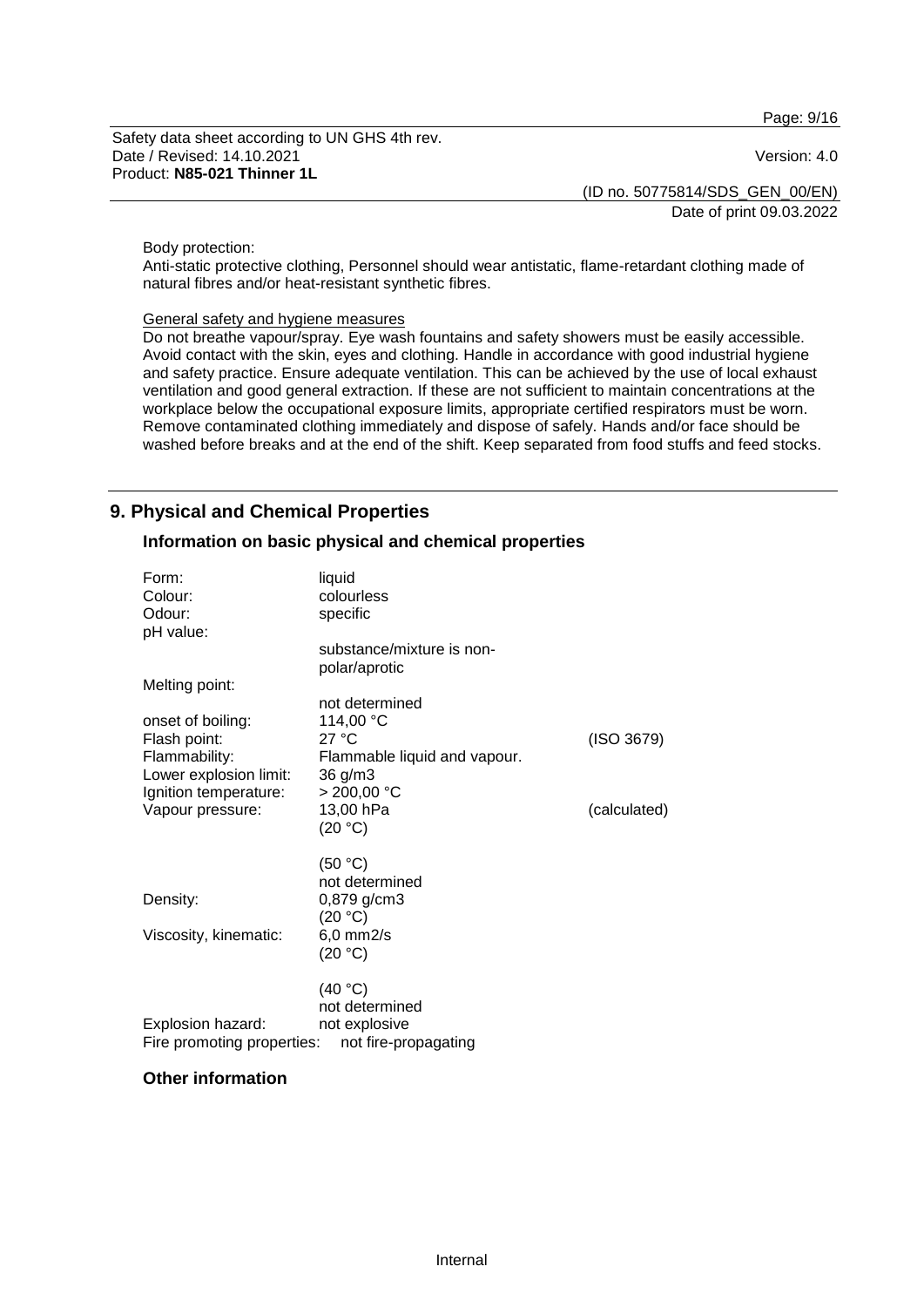Body protection:
Anti-static protective clothing, Personnel should wear antistatic, flame-retardant clothing made of natural fibres and/or heat-resistant synthetic fibres.

General safety and hygiene measures
Do not breathe vapour/spray. Eye wash fountains and safety showers must be easily accessible. Avoid contact with the skin, eyes and clothing. Handle in accordance with good industrial hygiene and safety practice. Ensure adequate ventilation. This can be achieved by the use of local exhaust ventilation and good general extraction. If these are not sufficient to maintain concentrations at the workplace below the occupational exposure limits, appropriate certified respirators must be worn. Remove contaminated clothing immediately and dispose of safely. Hands and/or face should be washed before breaks and at the end of the shift. Keep separated from food stuffs and feed stocks.

## 9. Physical and Chemical Properties

### Information on basic physical and chemical properties

| | | |
|---|---|---|
| Form: | liquid | |
| Colour: | colourless | |
| Odour: | specific | |
| pH value: | | |
| | substance/mixture is non-polar/aprotic | |
| Melting point: | | |
| | not determined | |
| onset of boiling: | 114,00 °C | |
| Flash point: | 27 °C | (ISO 3679) |
| Flammability: | Flammable liquid and vapour. | |
| Lower explosion limit: | 36 g/m3 | |
| Ignition temperature: | > 200,00 °C | |
| Vapour pressure: | 13,00 hPa (20 °C) | (calculated) |
| | (50 °C) not determined | |
| Density: | 0,879 g/cm3 (20 °C) | |
| Viscosity, kinematic: | 6,0 mm2/s (20 °C) | |
| | (40 °C) not determined | |
| Explosion hazard: | not explosive | |
| Fire promoting properties: | not fire-propagating | |

### Other information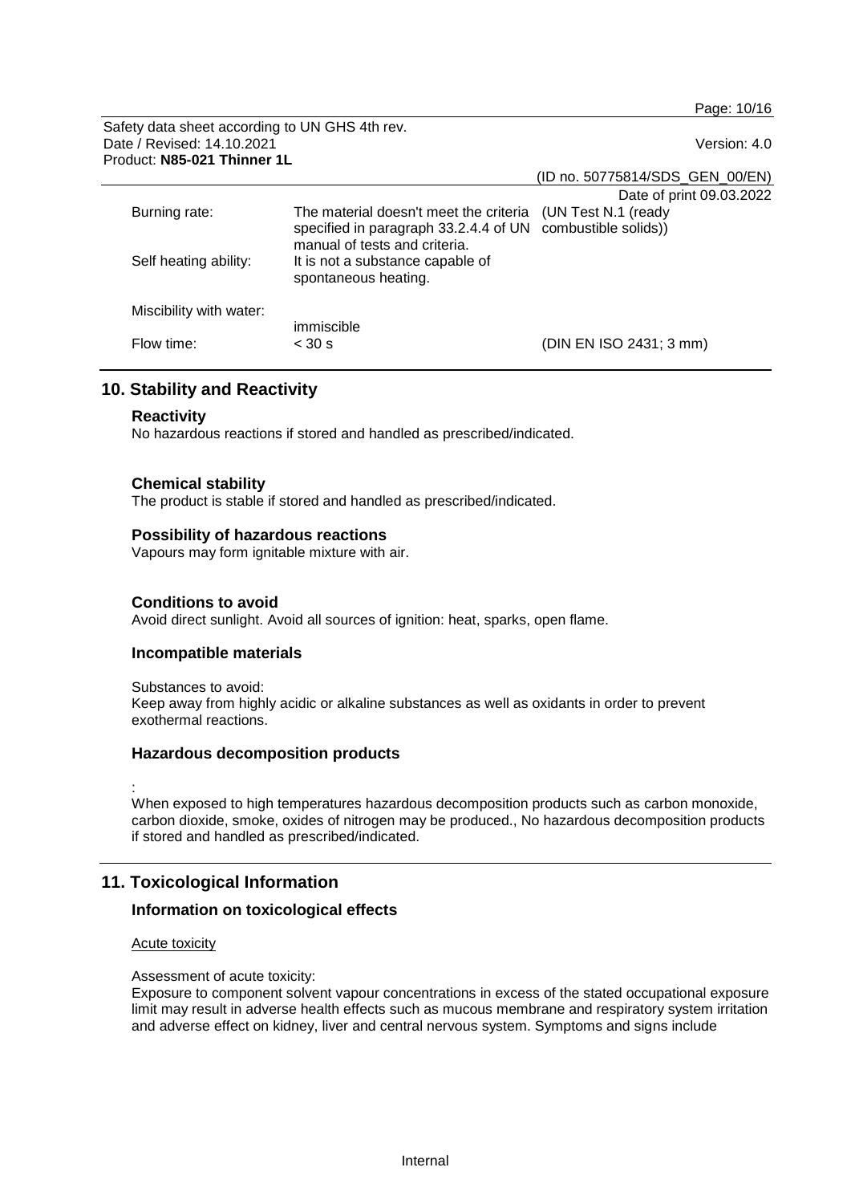| | | |
|---|---|---|
| Burning rate: | The material doesn't meet the criteria specified in paragraph 33.2.4.4 of UN manual of tests and criteria. | (UN Test N.1 (ready combustible solids)) |
| Self heating ability: | It is not a substance capable of spontaneous heating. | |
| Miscibility with water: | immiscible | |
| Flow time: | < 30 s | (DIN EN ISO 2431; 3 mm) |

## 10. Stability and Reactivity

### Reactivity

No hazardous reactions if stored and handled as prescribed/indicated.

### Chemical stability

The product is stable if stored and handled as prescribed/indicated.

### Possibility of hazardous reactions

Vapours may form ignitable mixture with air.

### Conditions to avoid

Avoid direct sunlight. Avoid all sources of ignition: heat, sparks, open flame.

### Incompatible materials

Substances to avoid:
Keep away from highly acidic or alkaline substances as well as oxidants in order to prevent exothermal reactions.

### Hazardous decomposition products

:
When exposed to high temperatures hazardous decomposition products such as carbon monoxide, carbon dioxide, smoke, oxides of nitrogen may be produced., No hazardous decomposition products if stored and handled as prescribed/indicated.

## 11. Toxicological Information

### Information on toxicological effects

Acute toxicity

Assessment of acute toxicity:
Exposure to component solvent vapour concentrations in excess of the stated occupational exposure limit may result in adverse health effects such as mucous membrane and respiratory system irritation and adverse effect on kidney, liver and central nervous system. Symptoms and signs include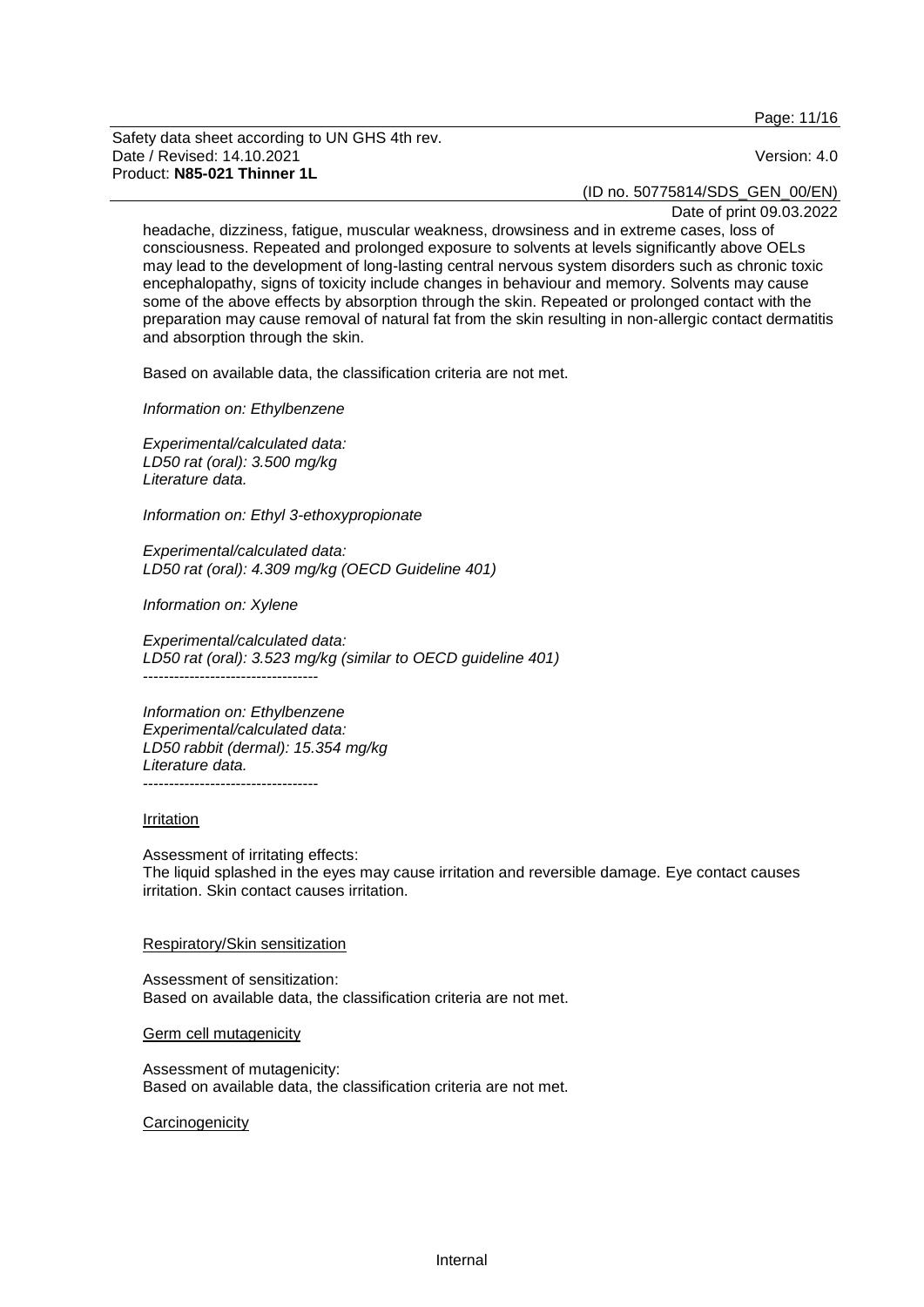headache, dizziness, fatigue, muscular weakness, drowsiness and in extreme cases, loss of consciousness. Repeated and prolonged exposure to solvents at levels significantly above OELs may lead to the development of long-lasting central nervous system disorders such as chronic toxic encephalopathy, signs of toxicity include changes in behaviour and memory. Solvents may cause some of the above effects by absorption through the skin. Repeated or prolonged contact with the preparation may cause removal of natural fat from the skin resulting in non-allergic contact dermatitis and absorption through the skin.

Based on available data, the classification criteria are not met.

*Information on: Ethylbenzene*

*Experimental/calculated data:*
*LD50 rat (oral): 3.500 mg/kg*
*Literature data.*

*Information on: Ethyl 3-ethoxypropionate*

*Experimental/calculated data:*
*LD50 rat (oral): 4.309 mg/kg (OECD Guideline 401)*

*Information on: Xylene*

*Experimental/calculated data:*
*LD50 rat (oral): 3.523 mg/kg (similar to OECD guideline 401)*
----------------------------------

*Information on: Ethylbenzene*
*Experimental/calculated data:*
*LD50 rabbit (dermal): 15.354 mg/kg*
*Literature data.*
----------------------------------

Irritation

Assessment of irritating effects:
The liquid splashed in the eyes may cause irritation and reversible damage. Eye contact causes irritation. Skin contact causes irritation.

Respiratory/Skin sensitization

Assessment of sensitization:
Based on available data, the classification criteria are not met.

Germ cell mutagenicity

Assessment of mutagenicity:
Based on available data, the classification criteria are not met.

Carcinogenicity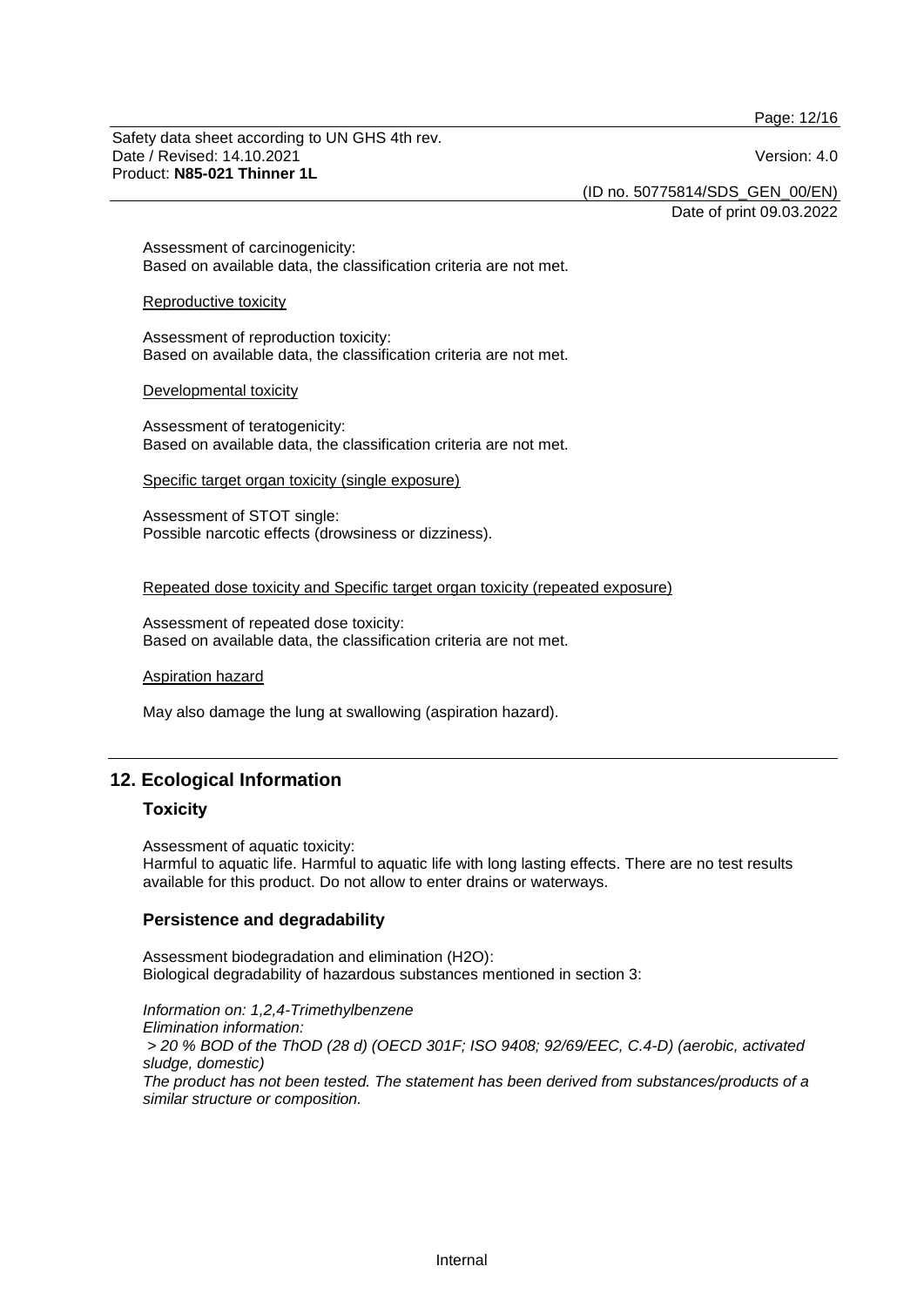Assessment of carcinogenicity:
Based on available data, the classification criteria are not met.

Reproductive toxicity

Assessment of reproduction toxicity:
Based on available data, the classification criteria are not met.

Developmental toxicity

Assessment of teratogenicity:
Based on available data, the classification criteria are not met.

Specific target organ toxicity (single exposure)

Assessment of STOT single:
Possible narcotic effects (drowsiness or dizziness).

Repeated dose toxicity and Specific target organ toxicity (repeated exposure)

Assessment of repeated dose toxicity:
Based on available data, the classification criteria are not met.

Aspiration hazard

May also damage the lung at swallowing (aspiration hazard).

## 12. Ecological Information

### Toxicity

Assessment of aquatic toxicity:
Harmful to aquatic life. Harmful to aquatic life with long lasting effects. There are no test results available for this product. Do not allow to enter drains or waterways.

### Persistence and degradability

Assessment biodegradation and elimination (H2O):
Biological degradability of hazardous substances mentioned in section 3:

*Information on: 1,2,4-Trimethylbenzene*
*Elimination information:*
*> 20 % BOD of the ThOD (28 d) (OECD 301F; ISO 9408; 92/69/EEC, C.4-D) (aerobic, activated sludge, domestic)*
*The product has not been tested. The statement has been derived from substances/products of a similar structure or composition.*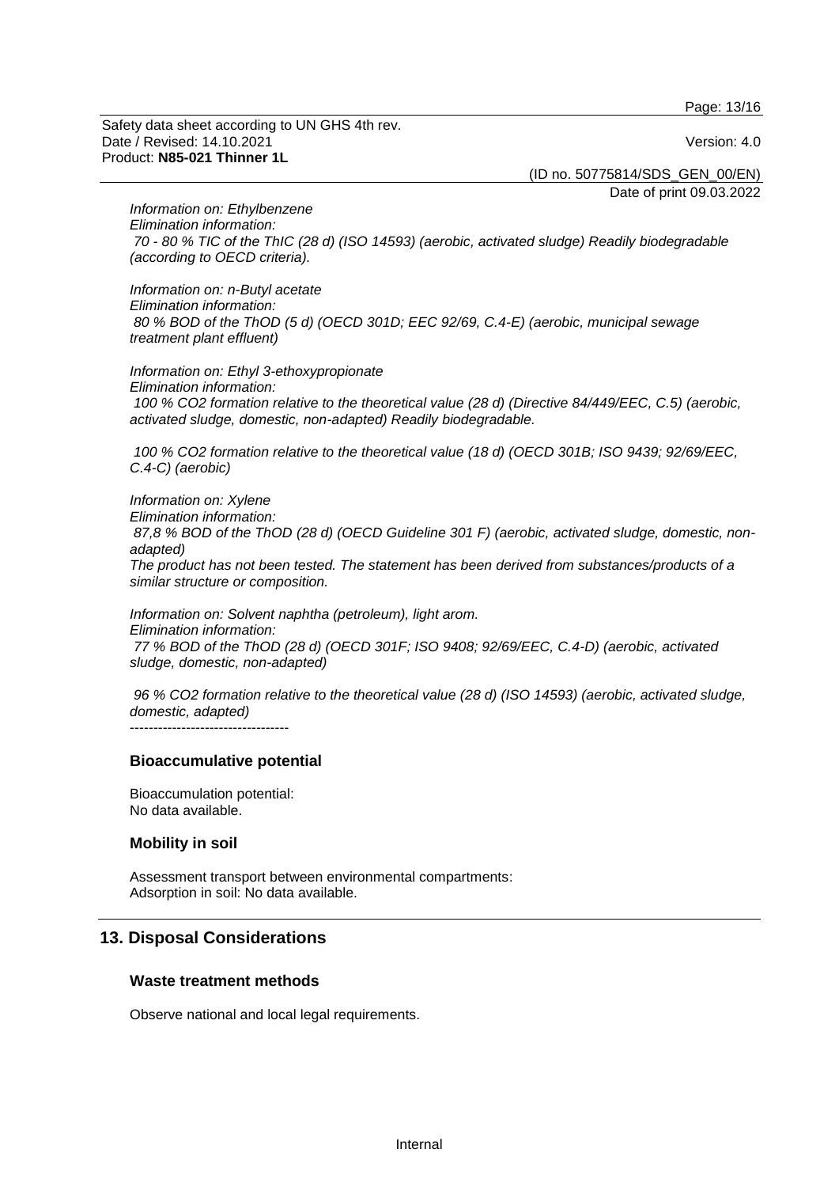*Information on: Ethylbenzene*
*Elimination information:*
*70 - 80 % TIC of the ThIC (28 d) (ISO 14593) (aerobic, activated sludge) Readily biodegradable (according to OECD criteria).*

*Information on: n-Butyl acetate*
*Elimination information:*
*80 % BOD of the ThOD (5 d) (OECD 301D; EEC 92/69, C.4-E) (aerobic, municipal sewage treatment plant effluent)*

*Information on: Ethyl 3-ethoxypropionate*
*Elimination information:*
*100 % $CO_2$ formation relative to the theoretical value (28 d) (Directive 84/449/EEC, C.5) (aerobic, activated sludge, domestic, non-adapted) Readily biodegradable.*

*100 % $CO_2$ formation relative to the theoretical value (18 d) (OECD 301B; ISO 9439; 92/69/EEC, C.4-C) (aerobic)*

*Information on: Xylene*
*Elimination information:*
*87,8 % BOD of the ThOD (28 d) (OECD Guideline 301 F) (aerobic, activated sludge, domestic, non-adapted)*
*The product has not been tested. The statement has been derived from substances/products of a similar structure or composition.*

*Information on: Solvent naphtha (petroleum), light arom.*
*Elimination information:*
*77 % BOD of the ThOD (28 d) (OECD 301F; ISO 9408; 92/69/EEC, C.4-D) (aerobic, activated sludge, domestic, non-adapted)*

*96 % $CO_2$ formation relative to the theoretical value (28 d) (ISO 14593) (aerobic, activated sludge, domestic, adapted)*

----------------------------------

### Bioaccumulative potential

Bioaccumulation potential:
No data available.

### Mobility in soil

Assessment transport between environmental compartments:
Adsorption in soil: No data available.

## 13. Disposal Considerations

### Waste treatment methods

Observe national and local legal requirements.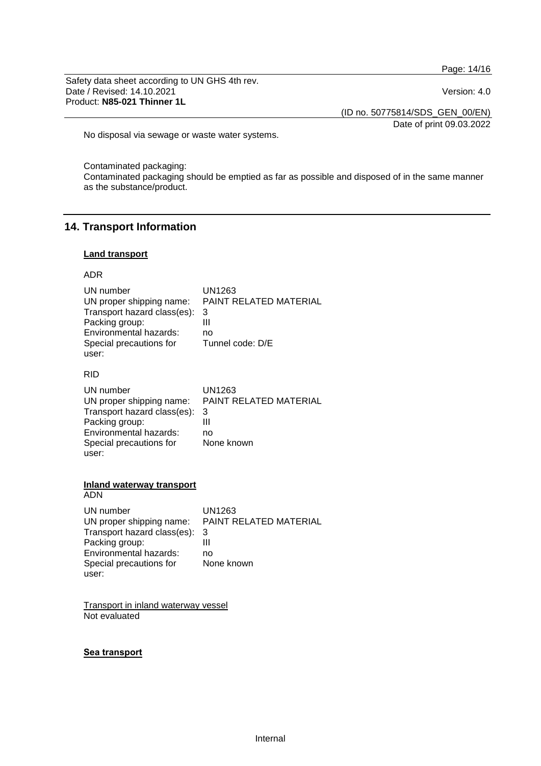No disposal via sewage or waste water systems.

Contaminated packaging:
Contaminated packaging should be emptied as far as possible and disposed of in the same manner as the substance/product.

## 14. Transport Information

### Land transport

ADR

| | |
|---|---|
| UN number | UN1263 |
| UN proper shipping name: | PAINT RELATED MATERIAL |
| Transport hazard class(es): | 3 |
| Packing group: | III |
| Environmental hazards: | no |
| Special precautions for user: | Tunnel code: D/E |

RID

| | |
|---|---|
| UN number | UN1263 |
| UN proper shipping name: | PAINT RELATED MATERIAL |
| Transport hazard class(es): | 3 |
| Packing group: | III |
| Environmental hazards: | no |
| Special precautions for user: | None known |

### Inland waterway transport

ADN

| | |
|---|---|
| UN number | UN1263 |
| UN proper shipping name: | PAINT RELATED MATERIAL |
| Transport hazard class(es): | 3 |
| Packing group: | III |
| Environmental hazards: | no |
| Special precautions for user: | None known |

Transport in inland waterway vessel
Not evaluated

### Sea transport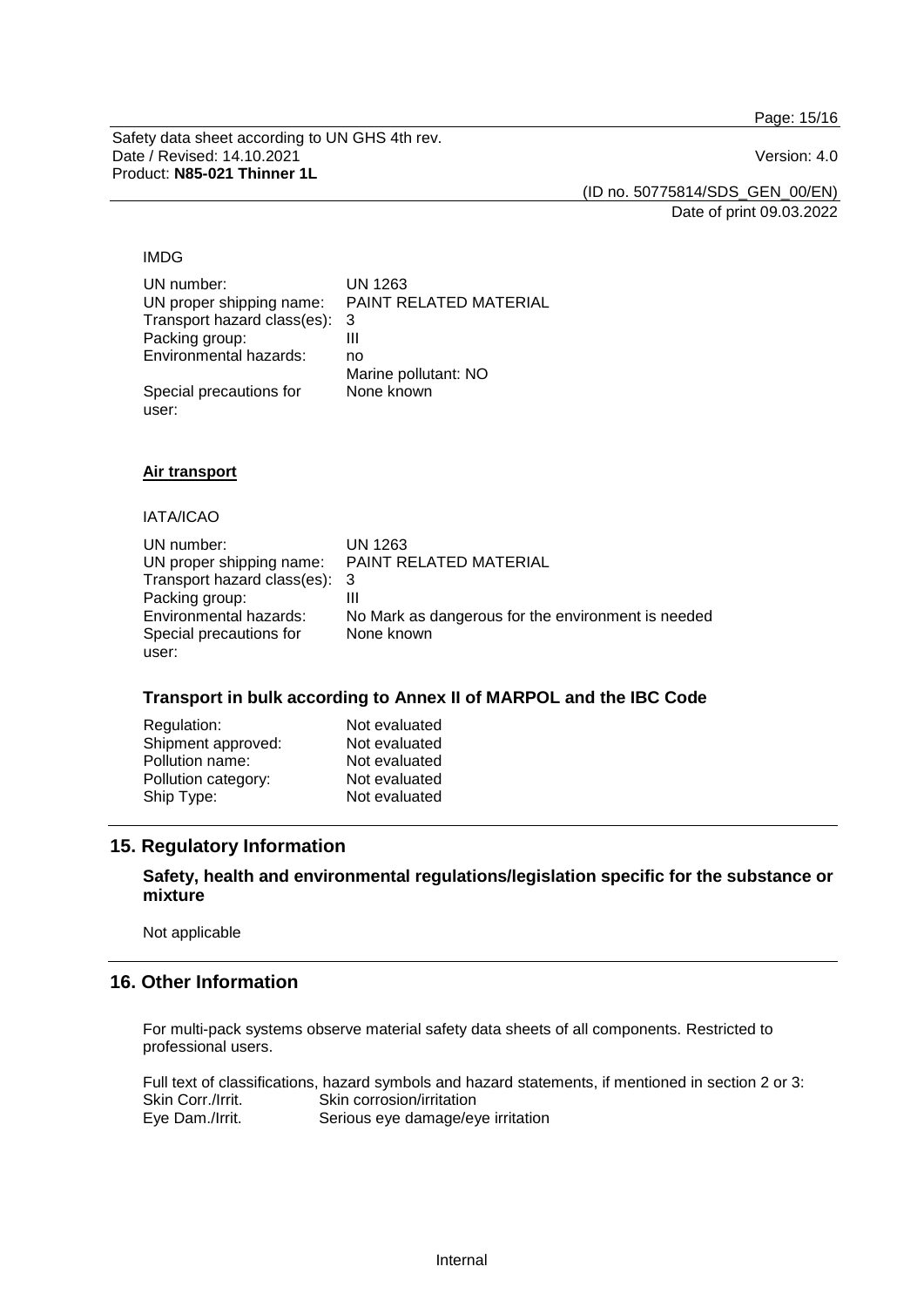IMDG

| | |
|---|---|
| UN number: | UN 1263 |
| UN proper shipping name: | PAINT RELATED MATERIAL |
| Transport hazard class(es): | 3 |
| Packing group: | III |
| Environmental hazards: | no<br>Marine pollutant: NO |
| Special precautions for user: | None known |

**Air transport**

IATA/ICAO

| | |
|---|---|
| UN number: | UN 1263 |
| UN proper shipping name: | PAINT RELATED MATERIAL |
| Transport hazard class(es): | 3 |
| Packing group: | III |
| Environmental hazards: | No Mark as dangerous for the environment is needed |
| Special precautions for user: | None known |

### Transport in bulk according to Annex II of MARPOL and the IBC Code

| | |
|---|---|
| Regulation: | Not evaluated |
| Shipment approved: | Not evaluated |
| Pollution name: | Not evaluated |
| Pollution category: | Not evaluated |
| Ship Type: | Not evaluated |

## 15. Regulatory Information

### Safety, health and environmental regulations/legislation specific for the substance or mixture

Not applicable

## 16. Other Information

For multi-pack systems observe material safety data sheets of all components. Restricted to professional users.

Full text of classifications, hazard symbols and hazard statements, if mentioned in section 2 or 3:

| | |
|---|---|
| Skin Corr./Irrit. | Skin corrosion/irritation |
| Eye Dam./Irrit. | Serious eye damage/eye irritation |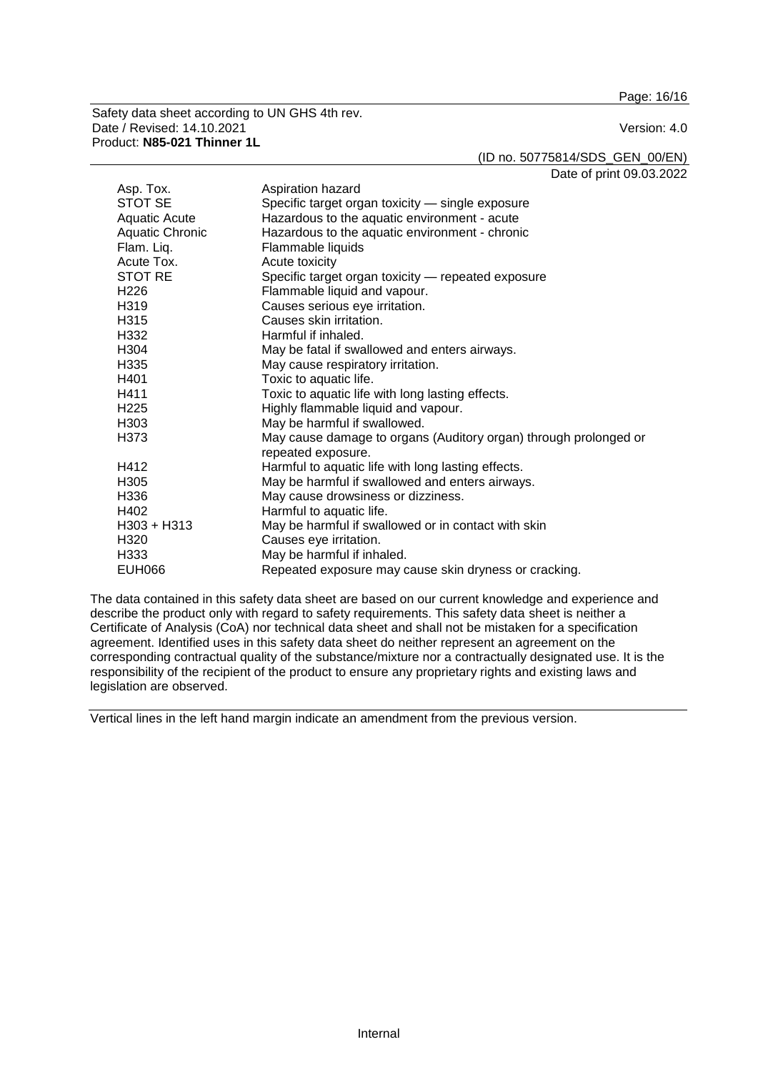| | |
|---|---|
| Asp. Tox. | Aspiration hazard |
| STOT SE | Specific target organ toxicity — single exposure |
| Aquatic Acute | Hazardous to the aquatic environment - acute |
| Aquatic Chronic | Hazardous to the aquatic environment - chronic |
| Flam. Liq. | Flammable liquids |
| Acute Tox. | Acute toxicity |
| STOT RE | Specific target organ toxicity — repeated exposure |
| H226 | Flammable liquid and vapour. |
| H319 | Causes serious eye irritation. |
| H315 | Causes skin irritation. |
| H332 | Harmful if inhaled. |
| H304 | May be fatal if swallowed and enters airways. |
| H335 | May cause respiratory irritation. |
| H401 | Toxic to aquatic life. |
| H411 | Toxic to aquatic life with long lasting effects. |
| H225 | Highly flammable liquid and vapour. |
| H303 | May be harmful if swallowed. |
| H373 | May cause damage to organs (Auditory organ) through prolonged or repeated exposure. |
| H412 | Harmful to aquatic life with long lasting effects. |
| H305 | May be harmful if swallowed and enters airways. |
| H336 | May cause drowsiness or dizziness. |
| H402 | Harmful to aquatic life. |
| H303 + H313 | May be harmful if swallowed or in contact with skin |
| H320 | Causes eye irritation. |
| H333 | May be harmful if inhaled. |
| EUH066 | Repeated exposure may cause skin dryness or cracking. |

The data contained in this safety data sheet are based on our current knowledge and experience and describe the product only with regard to safety requirements. This safety data sheet is neither a Certificate of Analysis (CoA) nor technical data sheet and shall not be mistaken for a specification agreement. Identified uses in this safety data sheet do neither represent an agreement on the corresponding contractual quality of the substance/mixture nor a contractually designated use. It is the responsibility of the recipient of the product to ensure any proprietary rights and existing laws and legislation are observed.

Vertical lines in the left hand margin indicate an amendment from the previous version.